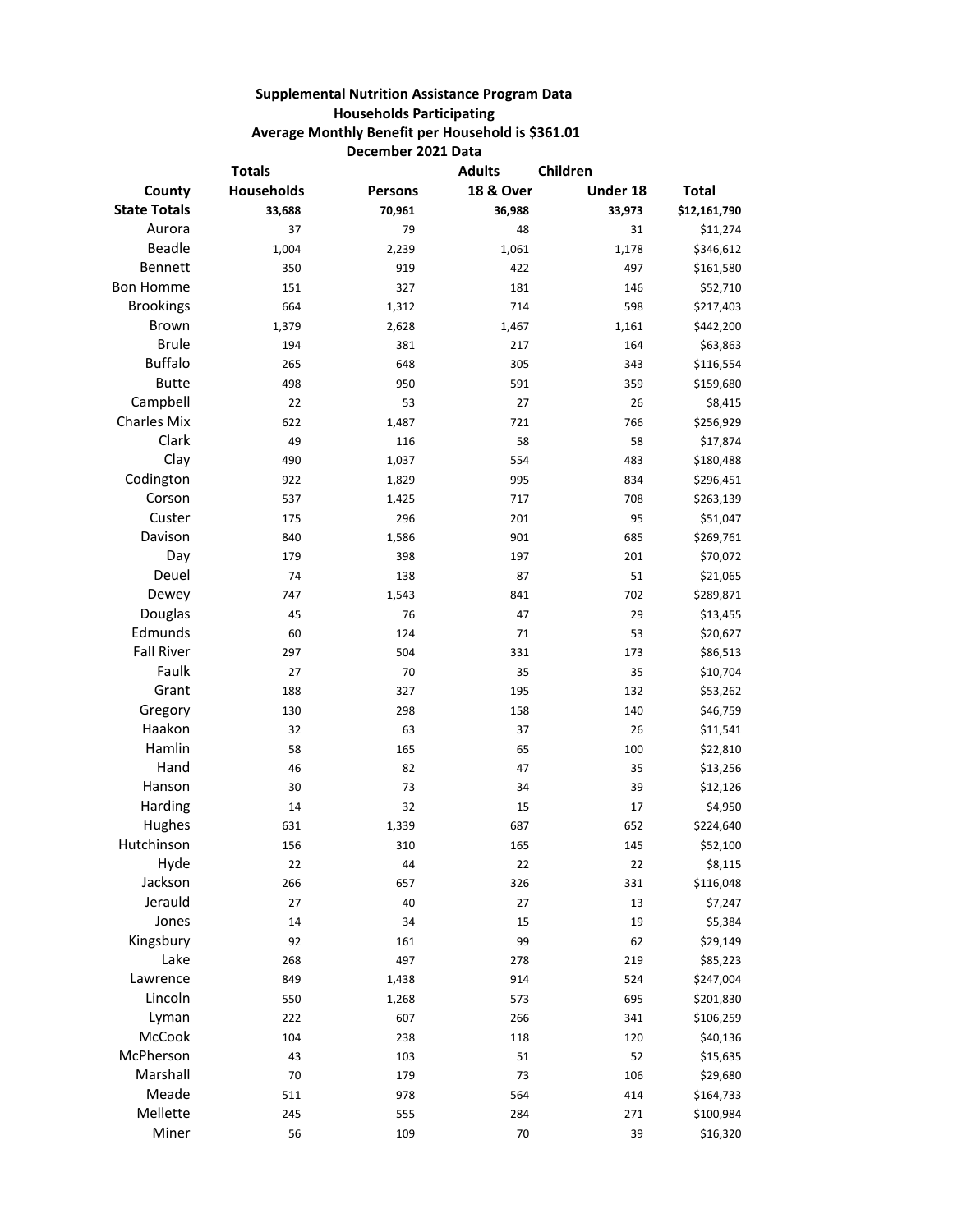**Supplemental Nutrition Assistance Program Data**

**Households Participating**

**Average Monthly Benefit per Household is $361.01**

**December 2021 Data**

| | Totals | | Adults | Children | |
|---|---|---|---|---|---|
| **County** | **Households** | **Persons** | **18 & Over** | **Under 18** | **Total** |
| **State Totals** | **33,688** | **70,961** | **36,988** | **33,973** | **$12,161,790** |
| Aurora | 37 | 79 | 48 | 31 | $11,274 |
| Beadle | 1,004 | 2,239 | 1,061 | 1,178 | $346,612 |
| Bennett | 350 | 919 | 422 | 497 | $161,580 |
| Bon Homme | 151 | 327 | 181 | 146 | $52,710 |
| Brookings | 664 | 1,312 | 714 | 598 | $217,403 |
| Brown | 1,379 | 2,628 | 1,467 | 1,161 | $442,200 |
| Brule | 194 | 381 | 217 | 164 | $63,863 |
| Buffalo | 265 | 648 | 305 | 343 | $116,554 |
| Butte | 498 | 950 | 591 | 359 | $159,680 |
| Campbell | 22 | 53 | 27 | 26 | $8,415 |
| Charles Mix | 622 | 1,487 | 721 | 766 | $256,929 |
| Clark | 49 | 116 | 58 | 58 | $17,874 |
| Clay | 490 | 1,037 | 554 | 483 | $180,488 |
| Codington | 922 | 1,829 | 995 | 834 | $296,451 |
| Corson | 537 | 1,425 | 717 | 708 | $263,139 |
| Custer | 175 | 296 | 201 | 95 | $51,047 |
| Davison | 840 | 1,586 | 901 | 685 | $269,761 |
| Day | 179 | 398 | 197 | 201 | $70,072 |
| Deuel | 74 | 138 | 87 | 51 | $21,065 |
| Dewey | 747 | 1,543 | 841 | 702 | $289,871 |
| Douglas | 45 | 76 | 47 | 29 | $13,455 |
| Edmunds | 60 | 124 | 71 | 53 | $20,627 |
| Fall River | 297 | 504 | 331 | 173 | $86,513 |
| Faulk | 27 | 70 | 35 | 35 | $10,704 |
| Grant | 188 | 327 | 195 | 132 | $53,262 |
| Gregory | 130 | 298 | 158 | 140 | $46,759 |
| Haakon | 32 | 63 | 37 | 26 | $11,541 |
| Hamlin | 58 | 165 | 65 | 100 | $22,810 |
| Hand | 46 | 82 | 47 | 35 | $13,256 |
| Hanson | 30 | 73 | 34 | 39 | $12,126 |
| Harding | 14 | 32 | 15 | 17 | $4,950 |
| Hughes | 631 | 1,339 | 687 | 652 | $224,640 |
| Hutchinson | 156 | 310 | 165 | 145 | $52,100 |
| Hyde | 22 | 44 | 22 | 22 | $8,115 |
| Jackson | 266 | 657 | 326 | 331 | $116,048 |
| Jerauld | 27 | 40 | 27 | 13 | $7,247 |
| Jones | 14 | 34 | 15 | 19 | $5,384 |
| Kingsbury | 92 | 161 | 99 | 62 | $29,149 |
| Lake | 268 | 497 | 278 | 219 | $85,223 |
| Lawrence | 849 | 1,438 | 914 | 524 | $247,004 |
| Lincoln | 550 | 1,268 | 573 | 695 | $201,830 |
| Lyman | 222 | 607 | 266 | 341 | $106,259 |
| McCook | 104 | 238 | 118 | 120 | $40,136 |
| McPherson | 43 | 103 | 51 | 52 | $15,635 |
| Marshall | 70 | 179 | 73 | 106 | $29,680 |
| Meade | 511 | 978 | 564 | 414 | $164,733 |
| Mellette | 245 | 555 | 284 | 271 | $100,984 |
| Miner | 56 | 109 | 70 | 39 | $16,320 |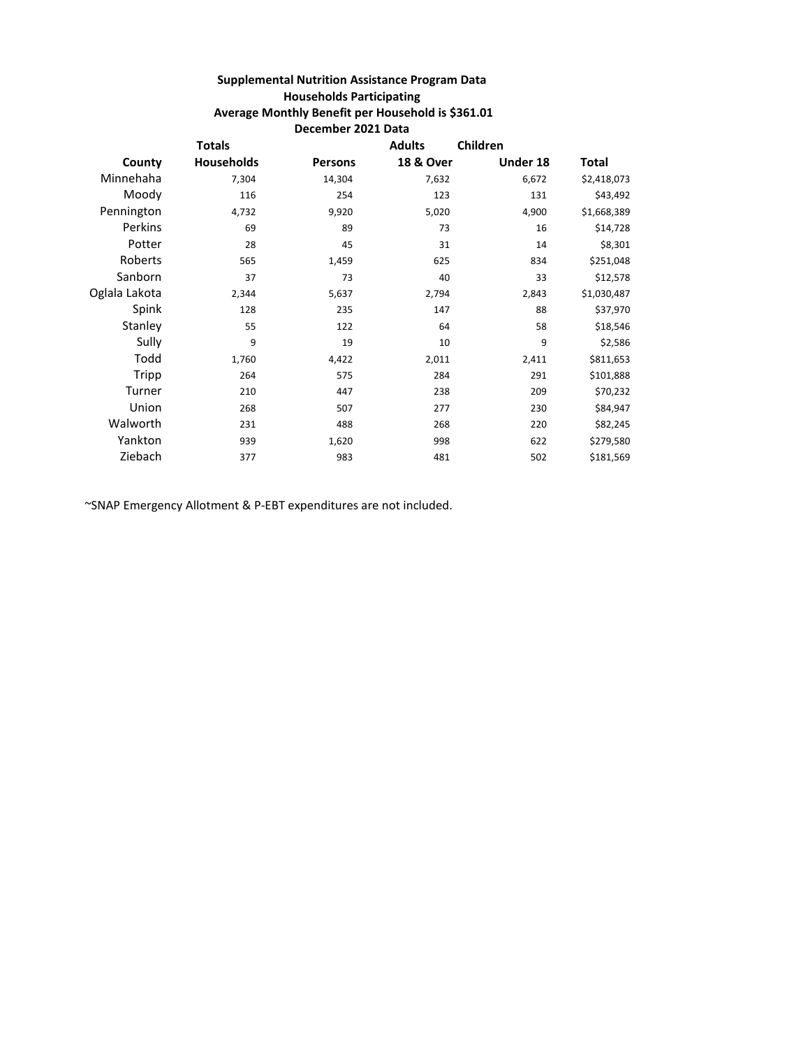**Supplemental Nutrition Assistance Program Data**
**Households Participating**
**Average Monthly Benefit per Household is $361.01**
**December 2021 Data**

| County | Totals Households | Persons | Adults 18 & Over | Children Under 18 | Total |
|---|---|---|---|---|---|
| Minnehaha | 7,304 | 14,304 | 7,632 | 6,672 | $2,418,073 |
| Moody | 116 | 254 | 123 | 131 | $43,492 |
| Pennington | 4,732 | 9,920 | 5,020 | 4,900 | $1,668,389 |
| Perkins | 69 | 89 | 73 | 16 | $14,728 |
| Potter | 28 | 45 | 31 | 14 | $8,301 |
| Roberts | 565 | 1,459 | 625 | 834 | $251,048 |
| Sanborn | 37 | 73 | 40 | 33 | $12,578 |
| Oglala Lakota | 2,344 | 5,637 | 2,794 | 2,843 | $1,030,487 |
| Spink | 128 | 235 | 147 | 88 | $37,970 |
| Stanley | 55 | 122 | 64 | 58 | $18,546 |
| Sully | 9 | 19 | 10 | 9 | $2,586 |
| Todd | 1,760 | 4,422 | 2,011 | 2,411 | $811,653 |
| Tripp | 264 | 575 | 284 | 291 | $101,888 |
| Turner | 210 | 447 | 238 | 209 | $70,232 |
| Union | 268 | 507 | 277 | 230 | $84,947 |
| Walworth | 231 | 488 | 268 | 220 | $82,245 |
| Yankton | 939 | 1,620 | 998 | 622 | $279,580 |
| Ziebach | 377 | 983 | 481 | 502 | $181,569 |

~SNAP Emergency Allotment & P-EBT expenditures are not included.